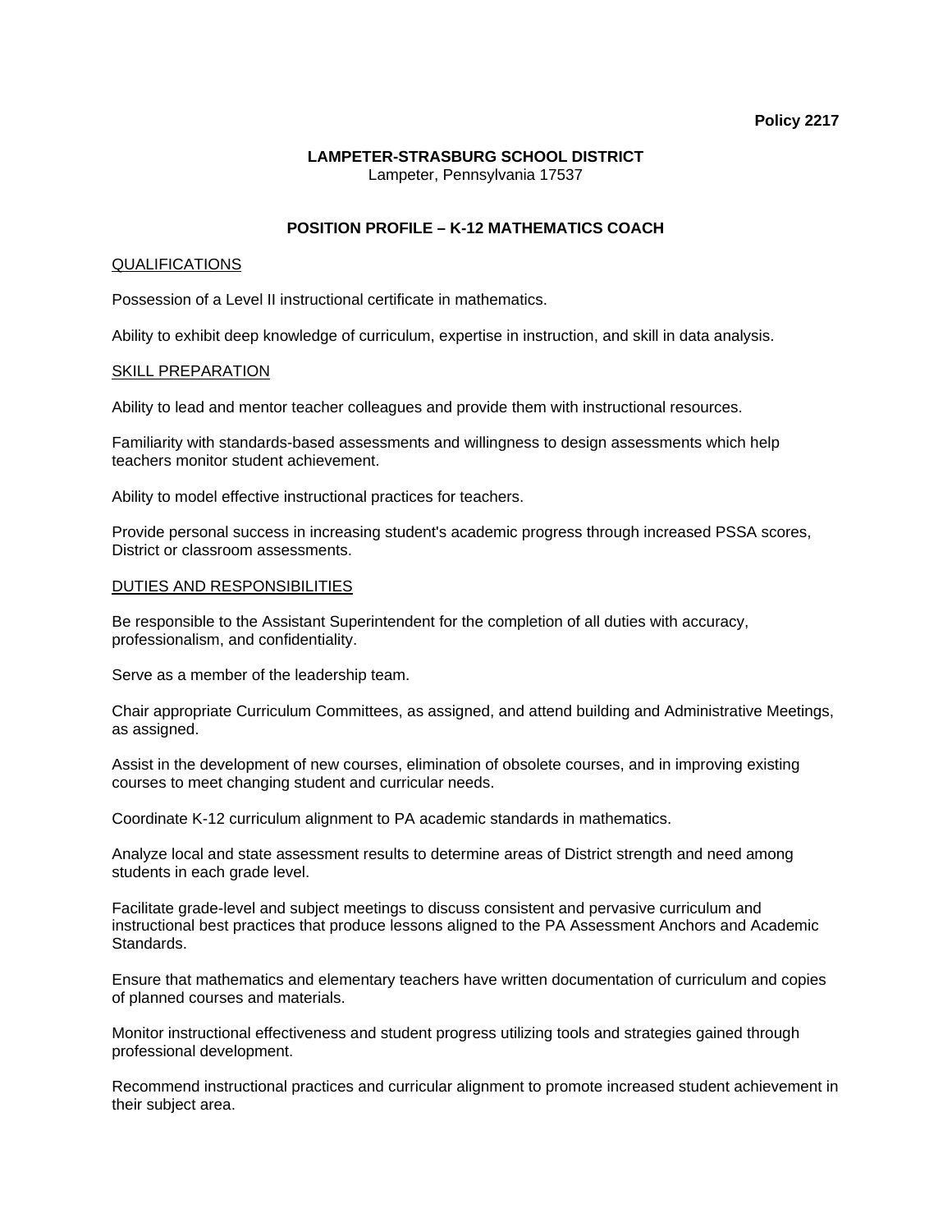**Policy 2217**

**LAMPETER-STRASBURG SCHOOL DISTRICT**
Lampeter, Pennsylvania 17537

## POSITION PROFILE – K-12 MATHEMATICS COACH

<u>QUALIFICATIONS</u>

Possession of a Level II instructional certificate in mathematics.

Ability to exhibit deep knowledge of curriculum, expertise in instruction, and skill in data analysis.

<u>SKILL PREPARATION</u>

Ability to lead and mentor teacher colleagues and provide them with instructional resources.

Familiarity with standards-based assessments and willingness to design assessments which help teachers monitor student achievement.

Ability to model effective instructional practices for teachers.

Provide personal success in increasing student's academic progress through increased PSSA scores, District or classroom assessments.

<u>DUTIES AND RESPONSIBILITIES</u>

Be responsible to the Assistant Superintendent for the completion of all duties with accuracy, professionalism, and confidentiality.

Serve as a member of the leadership team.

Chair appropriate Curriculum Committees, as assigned, and attend building and Administrative Meetings, as assigned.

Assist in the development of new courses, elimination of obsolete courses, and in improving existing courses to meet changing student and curricular needs.

Coordinate K-12 curriculum alignment to PA academic standards in mathematics.

Analyze local and state assessment results to determine areas of District strength and need among students in each grade level.

Facilitate grade-level and subject meetings to discuss consistent and pervasive curriculum and instructional best practices that produce lessons aligned to the PA Assessment Anchors and Academic Standards.

Ensure that mathematics and elementary teachers have written documentation of curriculum and copies of planned courses and materials.

Monitor instructional effectiveness and student progress utilizing tools and strategies gained through professional development.

Recommend instructional practices and curricular alignment to promote increased student achievement in their subject area.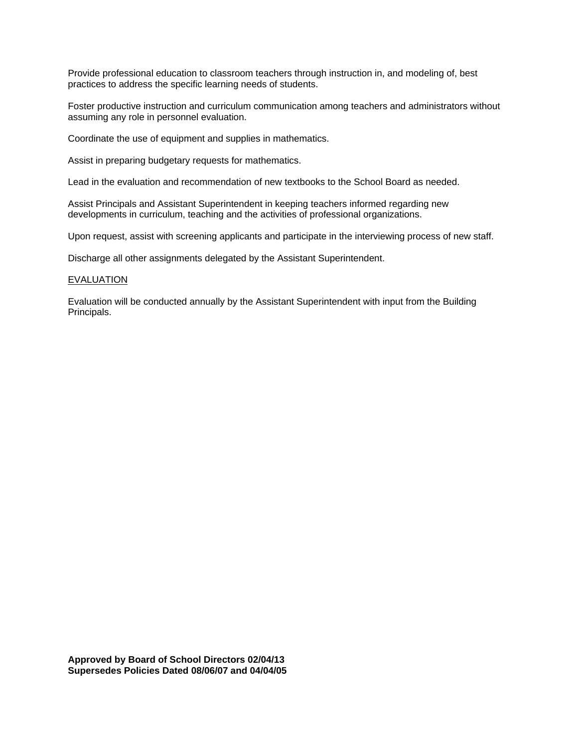Provide professional education to classroom teachers through instruction in, and modeling of, best practices to address the specific learning needs of students.

Foster productive instruction and curriculum communication among teachers and administrators without assuming any role in personnel evaluation.

Coordinate the use of equipment and supplies in mathematics.

Assist in preparing budgetary requests for mathematics.

Lead in the evaluation and recommendation of new textbooks to the School Board as needed.

Assist Principals and Assistant Superintendent in keeping teachers informed regarding new developments in curriculum, teaching and the activities of professional organizations.

Upon request, assist with screening applicants and participate in the interviewing process of new staff.

Discharge all other assignments delegated by the Assistant Superintendent.

<u>EVALUATION</u>

Evaluation will be conducted annually by the Assistant Superintendent with input from the Building Principals.

**Approved by Board of School Directors 02/04/13**
**Supersedes Policies Dated 08/06/07 and 04/04/05**